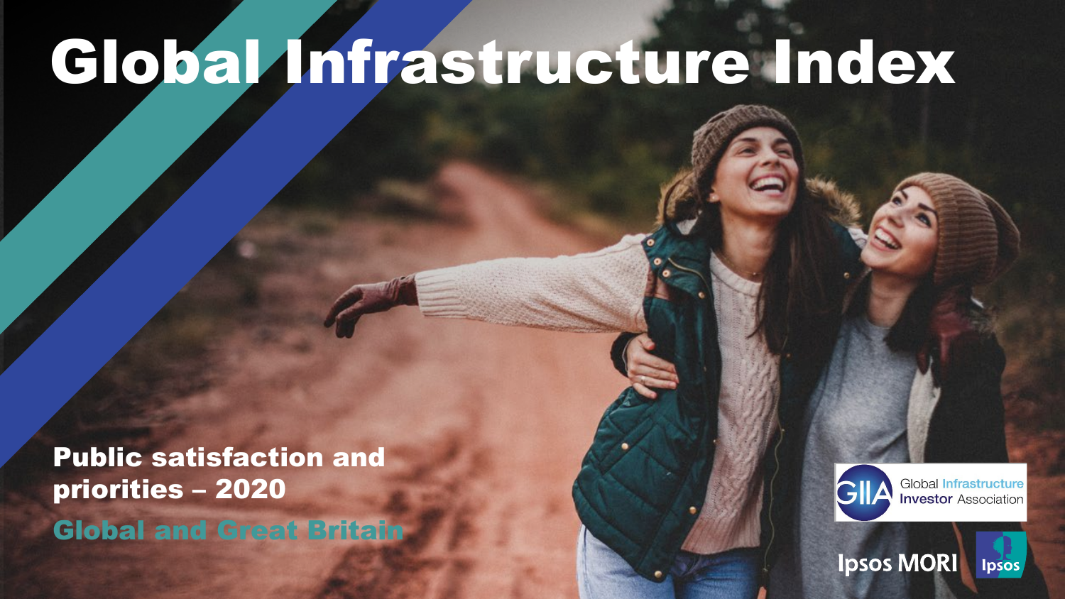# Global Infrastructure Index

**Public satisfaction and priorities – 2020**

**Global and Great Britain**

Global Infrastructure Investor Association

Ipsos MORI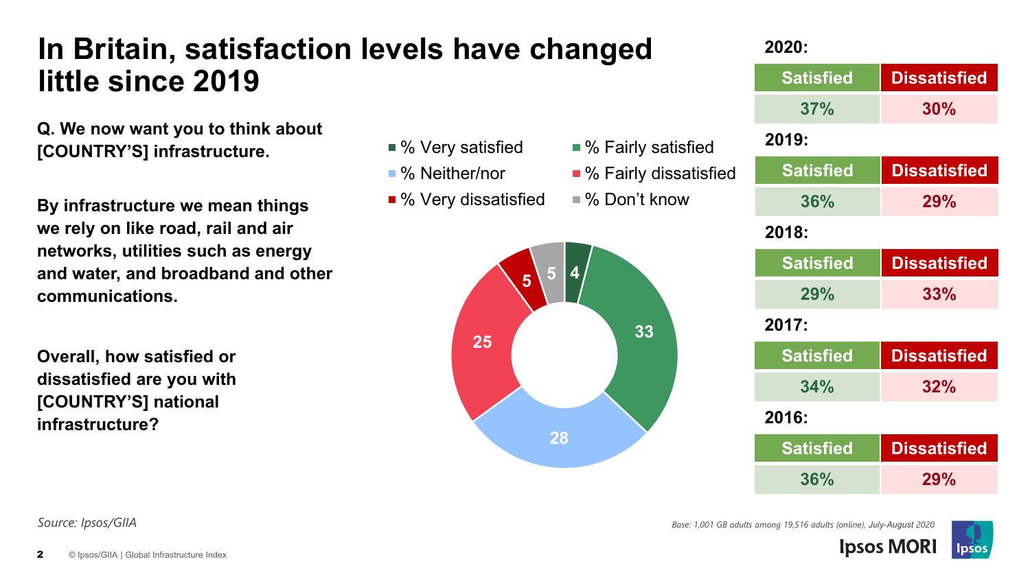# In Britain, satisfaction levels have changed little since 2019

**Q. We now want you to think about [COUNTRY'S] infrastructure.**

**By infrastructure we mean things we rely on like road, rail and air networks, utilities such as energy and water, and broadband and other communications.**

**Overall, how satisfied or dissatisfied are you with [COUNTRY'S] national infrastructure?**

| Response | % |
|---|---|
| % Very satisfied | 4 |
| % Fairly satisfied | 33 |
| % Neither/nor | 28 |
| % Fairly dissatisfied | 25 |
| % Very dissatisfied | 5 |
| % Don't know | 5 |

| Year | Satisfied | Dissatisfied |
|---|---|---|
| 2020: | 37% | 30% |
| 2019: | 36% | 29% |
| 2018: | 29% | 33% |
| 2017: | 34% | 32% |
| 2016: | 36% | 29% |

*Source: Ipsos/GIIA*

*Base: 1,001 GB adults among 19,516 adults (online), July-August 2020*

© Ipsos/GIIA | Global Infrastructure Index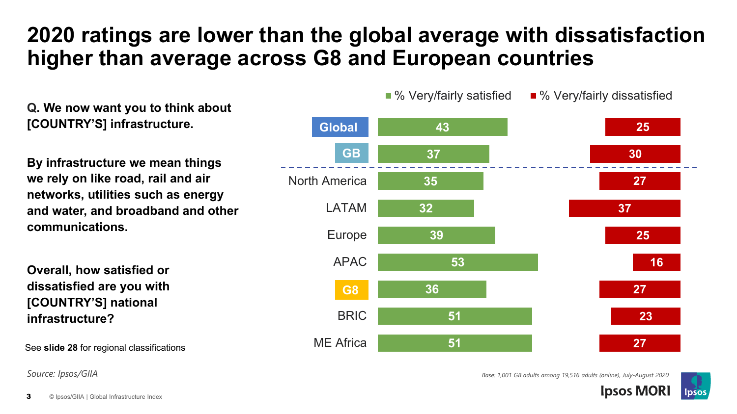# 2020 ratings are lower than the global average with dissatisfaction higher than average across G8 and European countries

**Q. We now want you to think about [COUNTRY'S] infrastructure.**

**By infrastructure we mean things we rely on like road, rail and air networks, utilities such as energy and water, and broadband and other communications.**

**Overall, how satisfied or dissatisfied are you with [COUNTRY'S] national infrastructure?**

See **slide 28** for regional classifications

| | % Very/fairly satisfied | % Very/fairly dissatisfied |
|---|---|---|
| Global | 43 | 25 |
| GB | 37 | 30 |
| North America | 35 | 27 |
| LATAM | 32 | 37 |
| Europe | 39 | 25 |
| APAC | 53 | 16 |
| G8 | 36 | 27 |
| BRIC | 51 | 23 |
| ME Africa | 51 | 27 |

*Source: Ipsos/GIIA*

*Base: 1,001 GB adults among 19,516 adults (online), July-August 2020*

© Ipsos/GIIA | Global Infrastructure Index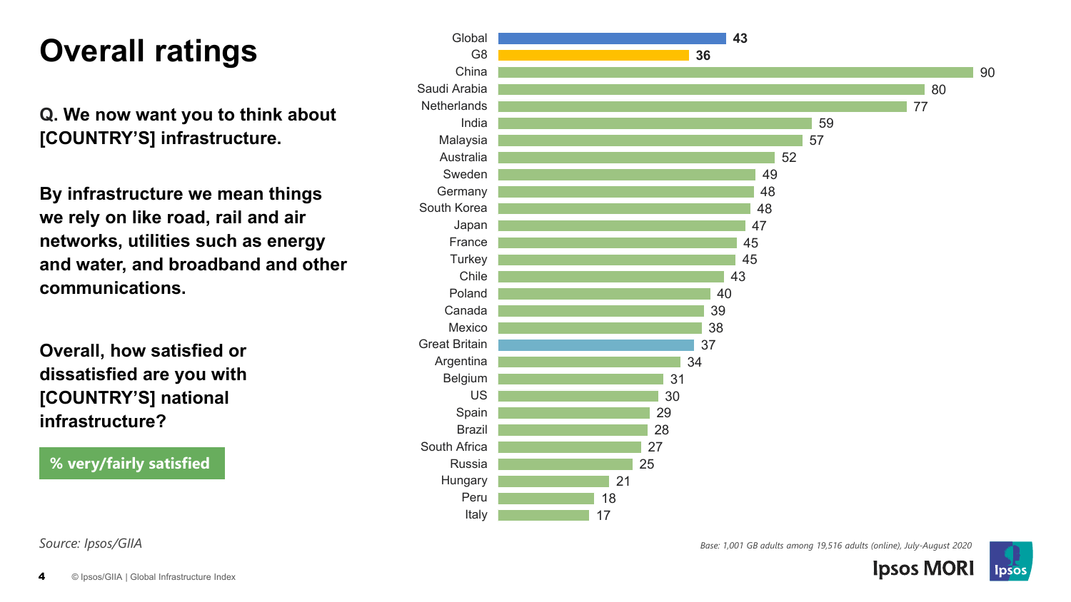# Overall ratings

**Q. We now want you to think about [COUNTRY'S] infrastructure.**

**By infrastructure we mean things we rely on like road, rail and air networks, utilities such as energy and water, and broadband and other communications.**

**Overall, how satisfied or dissatisfied are you with [COUNTRY'S] national infrastructure?**

**% very/fairly satisfied**

| Country | % very/fairly satisfied |
|---|---|
| Global | 43 |
| G8 | 36 |
| China | 90 |
| Saudi Arabia | 80 |
| Netherlands | 77 |
| India | 59 |
| Malaysia | 57 |
| Australia | 52 |
| Sweden | 49 |
| Germany | 48 |
| South Korea | 48 |
| Japan | 47 |
| France | 45 |
| Turkey | 45 |
| Chile | 43 |
| Poland | 40 |
| Canada | 39 |
| Mexico | 38 |
| Great Britain | 37 |
| Argentina | 34 |
| Belgium | 31 |
| US | 30 |
| Spain | 29 |
| Brazil | 28 |
| South Africa | 27 |
| Russia | 25 |
| Hungary | 21 |
| Peru | 18 |
| Italy | 17 |

*Source: Ipsos/GIIA*

*Base: 1,001 GB adults among 19,516 adults (online), July-August 2020*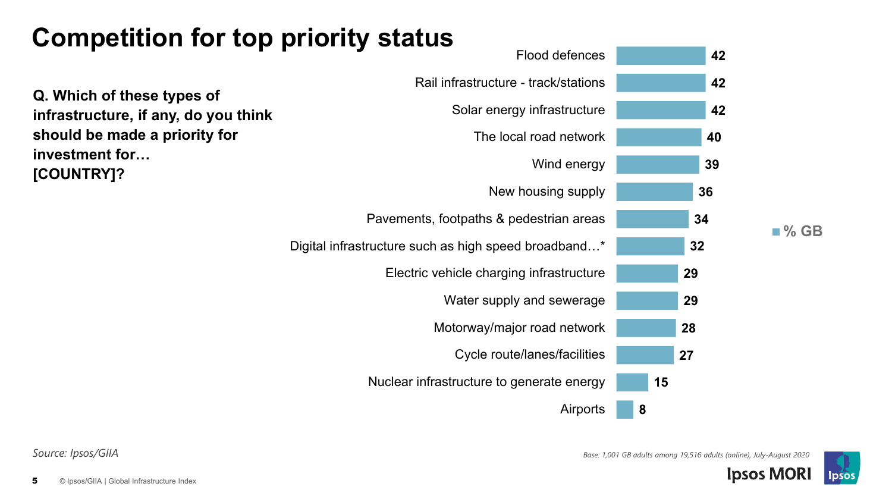# Competition for top priority status

**Q. Which of these types of infrastructure, if any, do you think should be made a priority for investment for… [COUNTRY]?**

| Infrastructure | % GB |
|---|---|
| Flood defences | 42 |
| Rail infrastructure - track/stations | 42 |
| Solar energy infrastructure | 42 |
| The local road network | 40 |
| Wind energy | 39 |
| New housing supply | 36 |
| Pavements, footpaths & pedestrian areas | 34 |
| Digital infrastructure such as high speed broadband…* | 32 |
| Electric vehicle charging infrastructure | 29 |
| Water supply and sewerage | 29 |
| Motorway/major road network | 28 |
| Cycle route/lanes/facilities | 27 |
| Nuclear infrastructure to generate energy | 15 |
| Airports | 8 |

*Source: Ipsos/GIIA*

*Base: 1,001 GB adults among 19,516 adults (online), July-August 2020*

© Ipsos/GIIA | Global Infrastructure Index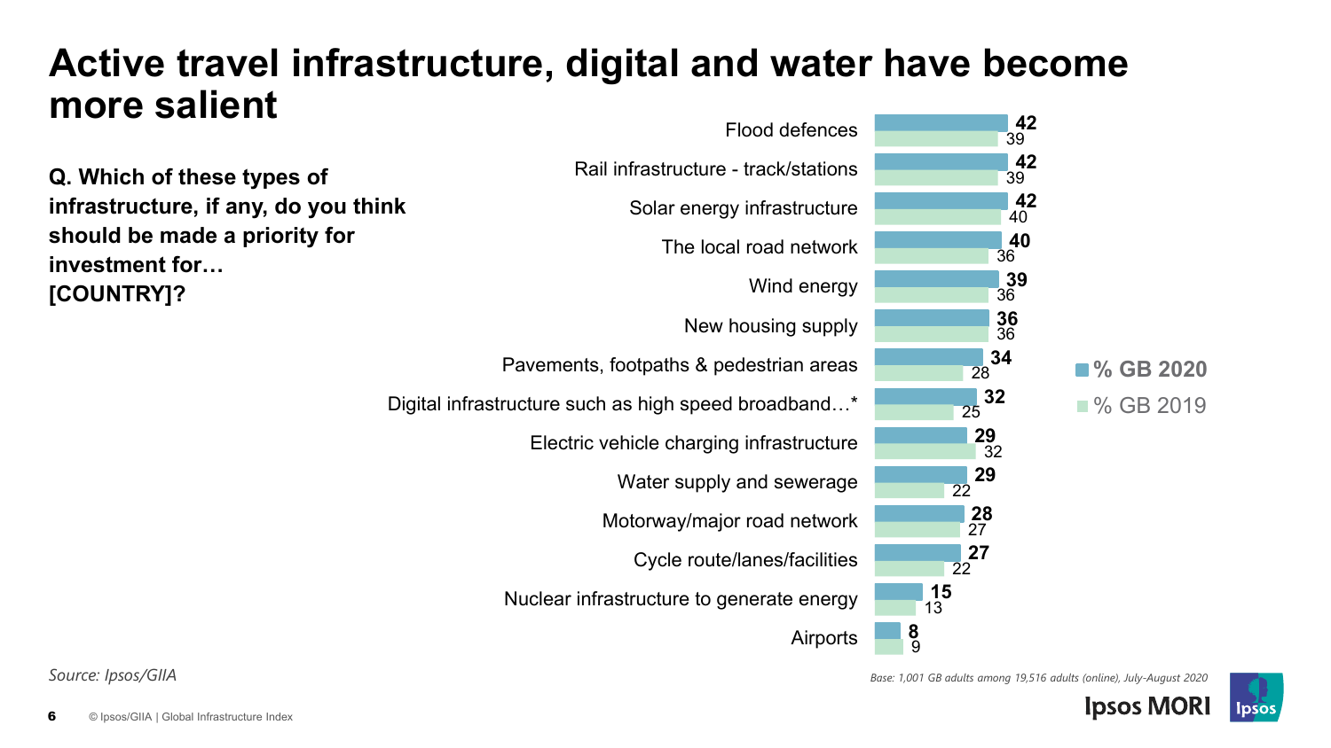# Active travel infrastructure, digital and water have become more salient

**Q. Which of these types of infrastructure, if any, do you think should be made a priority for investment for… [COUNTRY]?**

| Infrastructure | % GB 2020 | % GB 2019 |
|---|---|---|
| Flood defences | 42 | 39 |
| Rail infrastructure - track/stations | 42 | 39 |
| Solar energy infrastructure | 42 | 40 |
| The local road network | 40 | 36 |
| Wind energy | 39 | 36 |
| New housing supply | 36 | 36 |
| Pavements, footpaths & pedestrian areas | 34 | 28 |
| Digital infrastructure such as high speed broadband…* | 32 | 25 |
| Electric vehicle charging infrastructure | 29 | 32 |
| Water supply and sewerage | 29 | 22 |
| Motorway/major road network | 28 | 27 |
| Cycle route/lanes/facilities | 27 | 22 |
| Nuclear infrastructure to generate energy | 15 | 13 |
| Airports | 8 | 9 |

*Source: Ipsos/GIIA*

*Base: 1,001 GB adults among 19,516 adults (online), July-August 2020*

© Ipsos/GIIA | Global Infrastructure Index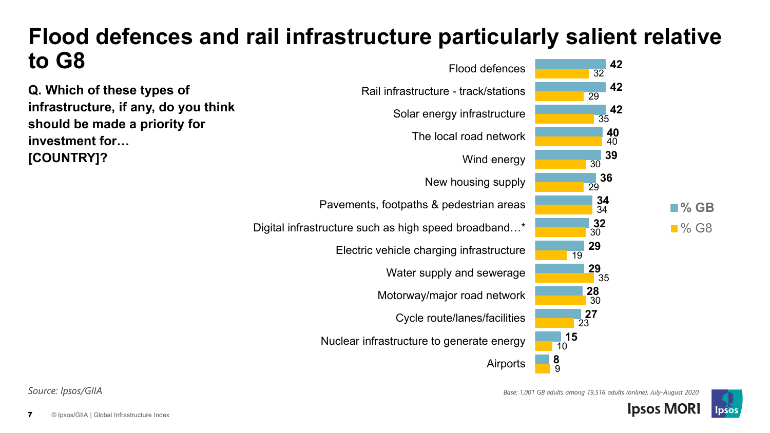# Flood defences and rail infrastructure particularly salient relative to G8

**Q. Which of these types of infrastructure, if any, do you think should be made a priority for investment for… [COUNTRY]?**

| | % GB | % G8 |
|---|---|---|
| Flood defences | **42** | 32 |
| Rail infrastructure - track/stations | **42** | 29 |
| Solar energy infrastructure | **42** | 35 |
| The local road network | **40** | 40 |
| Wind energy | **39** | 30 |
| New housing supply | **36** | 29 |
| Pavements, footpaths & pedestrian areas | **34** | 34 |
| Digital infrastructure such as high speed broadband…* | **32** | 30 |
| Electric vehicle charging infrastructure | **29** | 19 |
| Water supply and sewerage | **29** | 35 |
| Motorway/major road network | **28** | 30 |
| Cycle route/lanes/facilities | **27** | 23 |
| Nuclear infrastructure to generate energy | **15** | 10 |
| Airports | **8** | 9 |

*Source: Ipsos/GIIA*

*Base: 1,001 GB adults among 19,516 adults (online), July-August 2020*

© Ipsos/GIIA | Global Infrastructure Index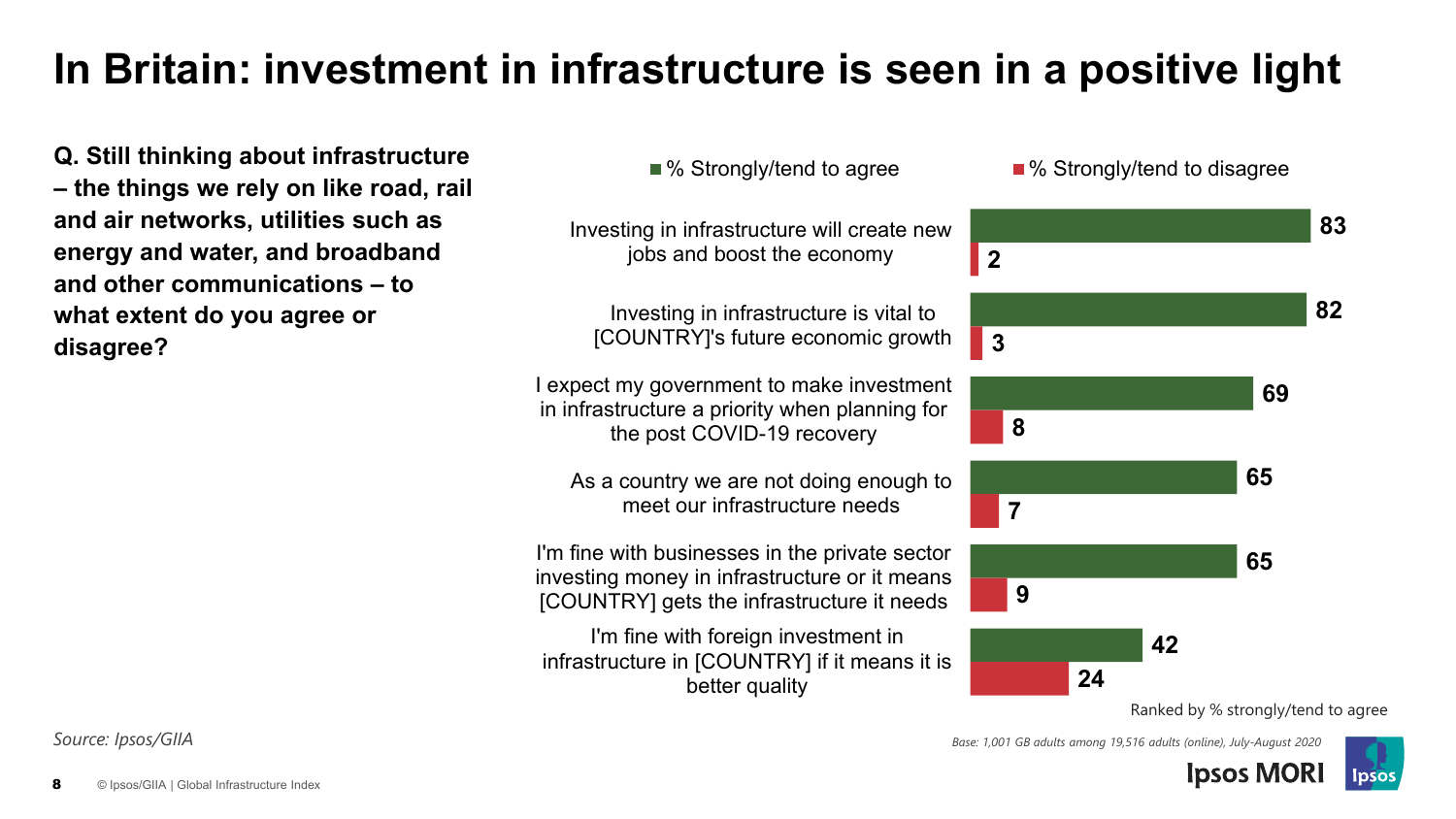# In Britain: investment in infrastructure is seen in a positive light

**Q. Still thinking about infrastructure – the things we rely on like road, rail and air networks, utilities such as energy and water, and broadband and other communications – to what extent do you agree or disagree?**

| Statement | % Strongly/tend to agree | % Strongly/tend to disagree |
|---|---|---|
| Investing in infrastructure will create new jobs and boost the economy | 83 | 2 |
| Investing in infrastructure is vital to [COUNTRY]'s future economic growth | 82 | 3 |
| I expect my government to make investment in infrastructure a priority when planning for the post COVID-19 recovery | 69 | 8 |
| As a country we are not doing enough to meet our infrastructure needs | 65 | 7 |
| I'm fine with businesses in the private sector investing money in infrastructure or it means [COUNTRY] gets the infrastructure it needs | 65 | 9 |
| I'm fine with foreign investment in infrastructure in [COUNTRY] if it means it is better quality | 42 | 24 |

Ranked by % strongly/tend to agree

*Source: Ipsos/GIIA*

*Base: 1,001 GB adults among 19,516 adults (online), July-August 2020*

© Ipsos/GIIA | Global Infrastructure Index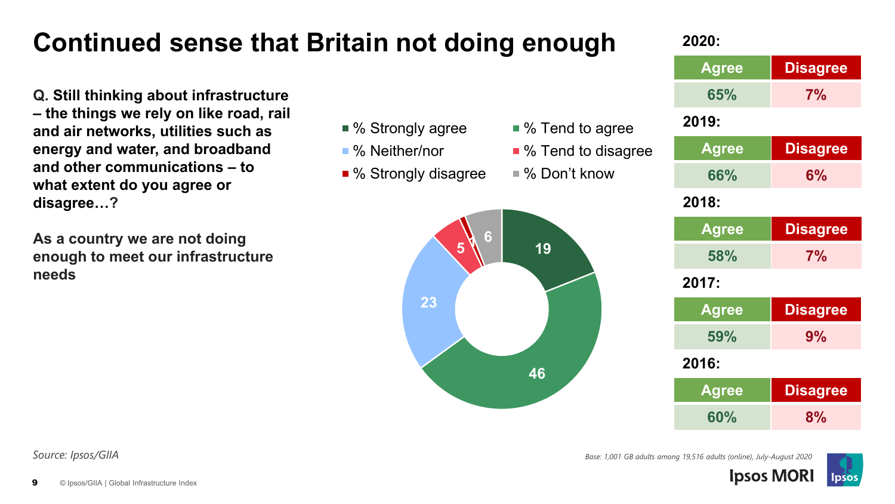# Continued sense that Britain not doing enough

**Q. Still thinking about infrastructure – the things we rely on like road, rail and air networks, utilities such as energy and water, and broadband and other communications – to what extent do you agree or disagree…?**

**As a country we are not doing enough to meet our infrastructure needs**

| Response | % |
|---|---|
| % Strongly agree | 19 |
| % Tend to agree | 46 |
| % Neither/nor | 23 |
| % Tend to disagree | 5 |
| % Strongly disagree | 1 |
| % Don't know | 6 |

**2020:**

| Agree | Disagree |
|---|---|
| 65% | 7% |

**2019:**

| Agree | Disagree |
|---|---|
| 66% | 6% |

**2018:**

| Agree | Disagree |
|---|---|
| 58% | 7% |

**2017:**

| Agree | Disagree |
|---|---|
| 59% | 9% |

**2016:**

| Agree | Disagree |
|---|---|
| 60% | 8% |

*Source: Ipsos/GIIA*

*Base: 1,001 GB adults among 19,516 adults (online), July-August 2020*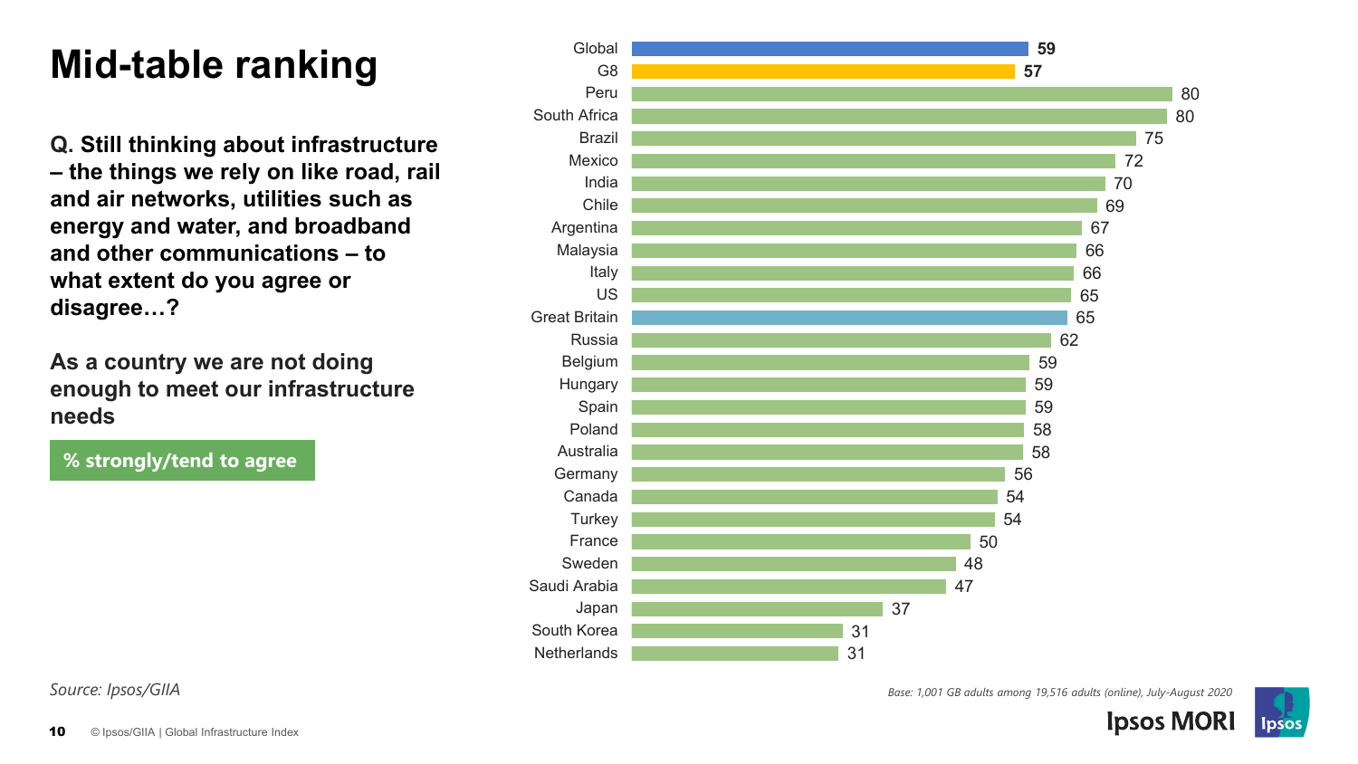# Mid-table ranking

**Q. Still thinking about infrastructure – the things we rely on like road, rail and air networks, utilities such as energy and water, and broadband and other communications – to what extent do you agree or disagree…?**

**As a country we are not doing enough to meet our infrastructure needs**

**% strongly/tend to agree**

| Country | % |
|---|---|
| Global | 59 |
| G8 | 57 |
| Peru | 80 |
| South Africa | 80 |
| Brazil | 75 |
| Mexico | 72 |
| India | 70 |
| Chile | 69 |
| Argentina | 67 |
| Malaysia | 66 |
| Italy | 66 |
| US | 65 |
| Great Britain | 65 |
| Russia | 62 |
| Belgium | 59 |
| Hungary | 59 |
| Spain | 59 |
| Poland | 58 |
| Australia | 58 |
| Germany | 56 |
| Canada | 54 |
| Turkey | 54 |
| France | 50 |
| Sweden | 48 |
| Saudi Arabia | 47 |
| Japan | 37 |
| South Korea | 31 |
| Netherlands | 31 |

*Source: Ipsos/GIIA*

*Base: 1,001 GB adults among 19,516 adults (online), July-August 2020*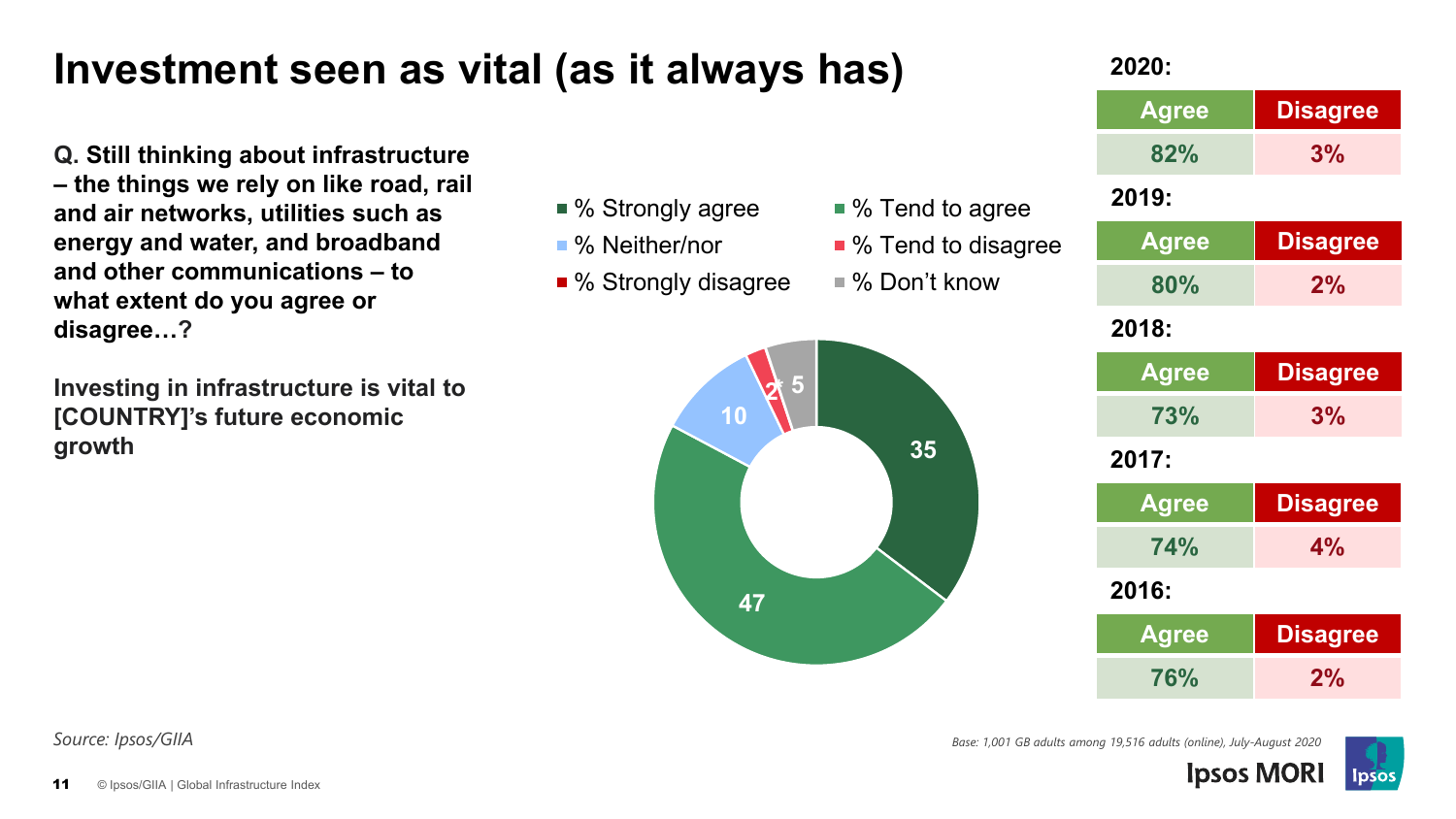# Investment seen as vital (as it always has)

**Q. Still thinking about infrastructure – the things we rely on like road, rail and air networks, utilities such as energy and water, and broadband and other communications – to what extent do you agree or disagree…?**

**Investing in infrastructure is vital to [COUNTRY]'s future economic growth**

| Response | % |
|---|---|
| % Strongly agree | 35 |
| % Tend to agree | 47 |
| % Neither/nor | 10 |
| % Tend to disagree | 2 |
| % Strongly disagree | * |
| % Don't know | 5 |

| Year | Agree | Disagree |
|---|---|---|
| 2020 | 82% | 3% |
| 2019 | 80% | 2% |
| 2018 | 73% | 3% |
| 2017 | 74% | 4% |
| 2016 | 76% | 2% |

*Source: Ipsos/GIIA*

*Base: 1,001 GB adults among 19,516 adults (online), July-August 2020*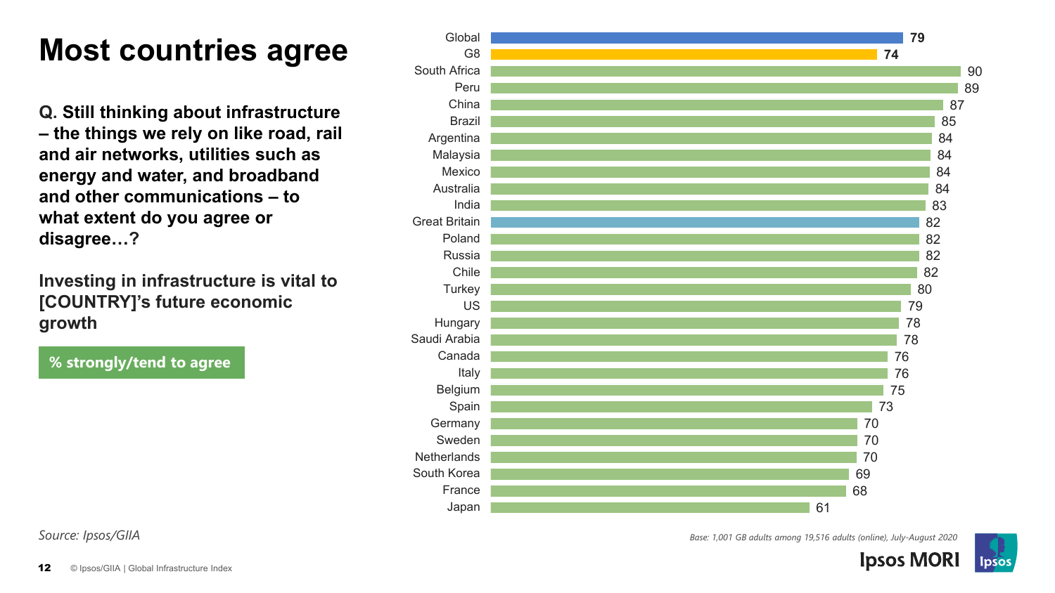# Most countries agree

**Q. Still thinking about infrastructure – the things we rely on like road, rail and air networks, utilities such as energy and water, and broadband and other communications – to what extent do you agree or disagree…?**

**Investing in infrastructure is vital to [COUNTRY]'s future economic growth**

**% strongly/tend to agree**

| Country | % |
|---|---|
| Global | 79 |
| G8 | 74 |
| South Africa | 90 |
| Peru | 89 |
| China | 87 |
| Brazil | 85 |
| Argentina | 84 |
| Malaysia | 84 |
| Mexico | 84 |
| Australia | 84 |
| India | 83 |
| Great Britain | 82 |
| Poland | 82 |
| Russia | 82 |
| Chile | 82 |
| Turkey | 80 |
| US | 79 |
| Hungary | 78 |
| Saudi Arabia | 78 |
| Canada | 76 |
| Italy | 76 |
| Belgium | 75 |
| Spain | 73 |
| Germany | 70 |
| Sweden | 70 |
| Netherlands | 70 |
| South Korea | 69 |
| France | 68 |
| Japan | 61 |

*Source: Ipsos/GIIA*

*Base: 1,001 GB adults among 19,516 adults (online), July-August 2020*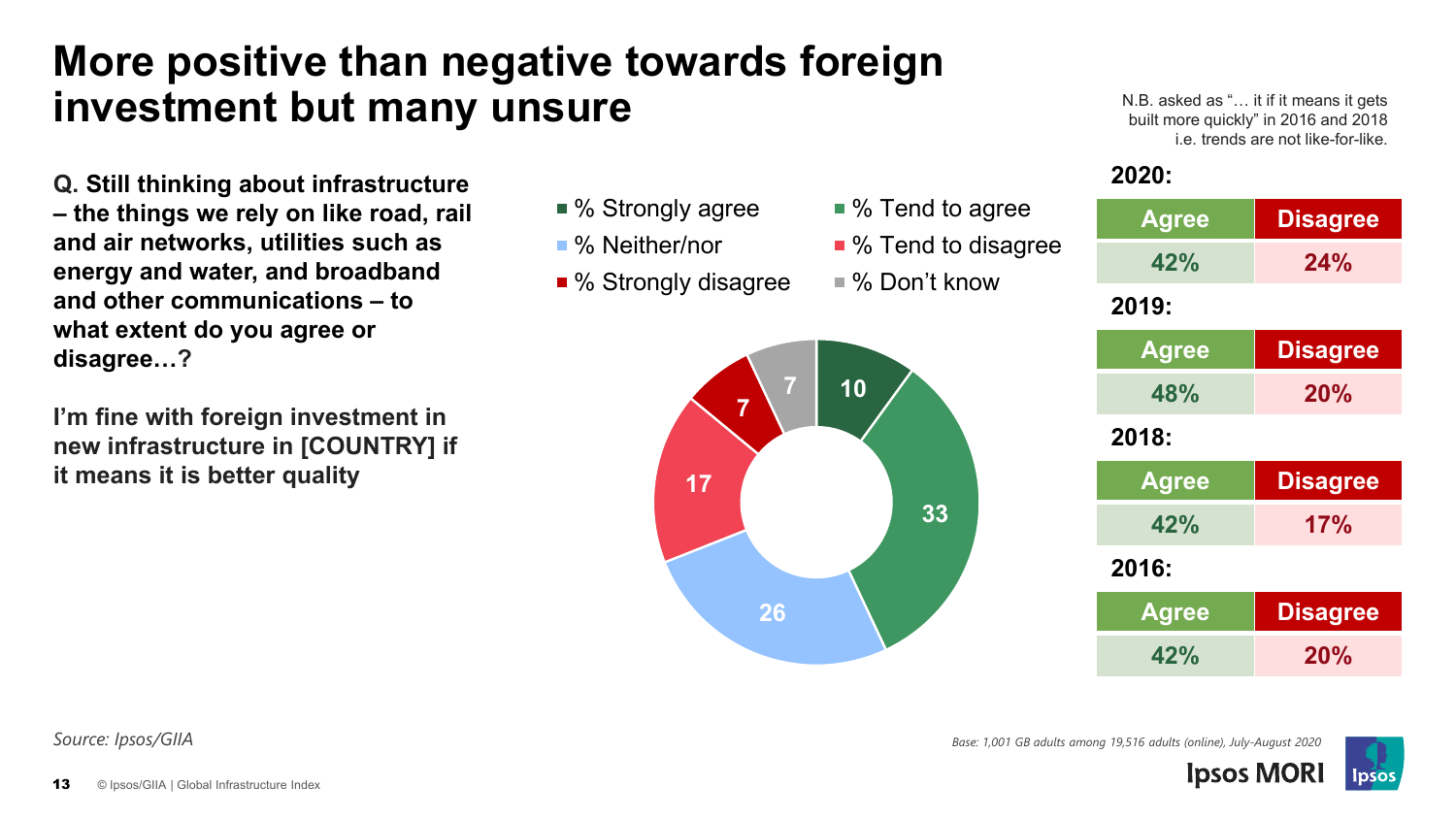# More positive than negative towards foreign investment but many unsure

**Q. Still thinking about infrastructure – the things we rely on like road, rail and air networks, utilities such as energy and water, and broadband and other communications – to what extent do you agree or disagree…?**

**I'm fine with foreign investment in new infrastructure in [COUNTRY] if it means it is better quality**

| Response | % |
|---|---|
| % Strongly agree | 10 |
| % Tend to agree | 33 |
| % Neither/nor | 26 |
| % Tend to disagree | 17 |
| % Strongly disagree | 7 |
| % Don't know | 7 |

N.B. asked as "… it if it means it gets built more quickly" in 2016 and 2018 i.e. trends are not like-for-like.

| Year | Agree | Disagree |
|---|---|---|
| 2020 | 42% | 24% |
| 2019 | 48% | 20% |
| 2018 | 42% | 17% |
| 2016 | 42% | 20% |

*Source: Ipsos/GIIA*

*Base: 1,001 GB adults among 19,516 adults (online), July-August 2020*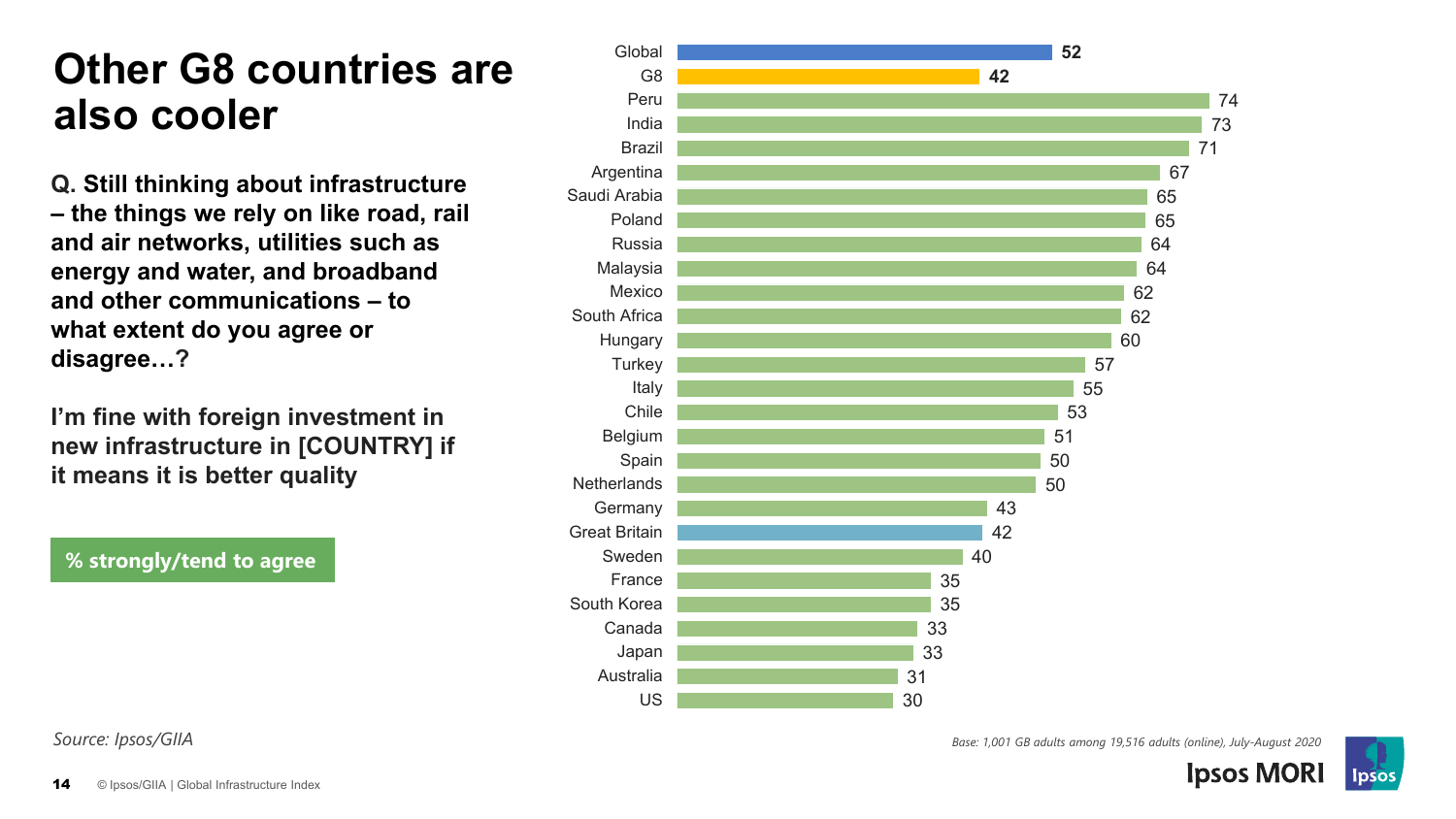# Other G8 countries are also cooler

**Q. Still thinking about infrastructure – the things we rely on like road, rail and air networks, utilities such as energy and water, and broadband and other communications – to what extent do you agree or disagree…?**

**I'm fine with foreign investment in new infrastructure in [COUNTRY] if it means it is better quality**

**% strongly/tend to agree**

| Country | % |
|---|---|
| Global | 52 |
| G8 | 42 |
| Peru | 74 |
| India | 73 |
| Brazil | 71 |
| Argentina | 67 |
| Saudi Arabia | 65 |
| Poland | 65 |
| Russia | 64 |
| Malaysia | 64 |
| Mexico | 62 |
| South Africa | 62 |
| Hungary | 60 |
| Turkey | 57 |
| Italy | 55 |
| Chile | 53 |
| Belgium | 51 |
| Spain | 50 |
| Netherlands | 50 |
| Germany | 43 |
| Great Britain | 42 |
| Sweden | 40 |
| France | 35 |
| South Korea | 35 |
| Canada | 33 |
| Japan | 33 |
| Australia | 31 |
| US | 30 |

*Source: Ipsos/GIIA*

*Base: 1,001 GB adults among 19,516 adults (online), July-August 2020*

© Ipsos/GIIA | Global Infrastructure Index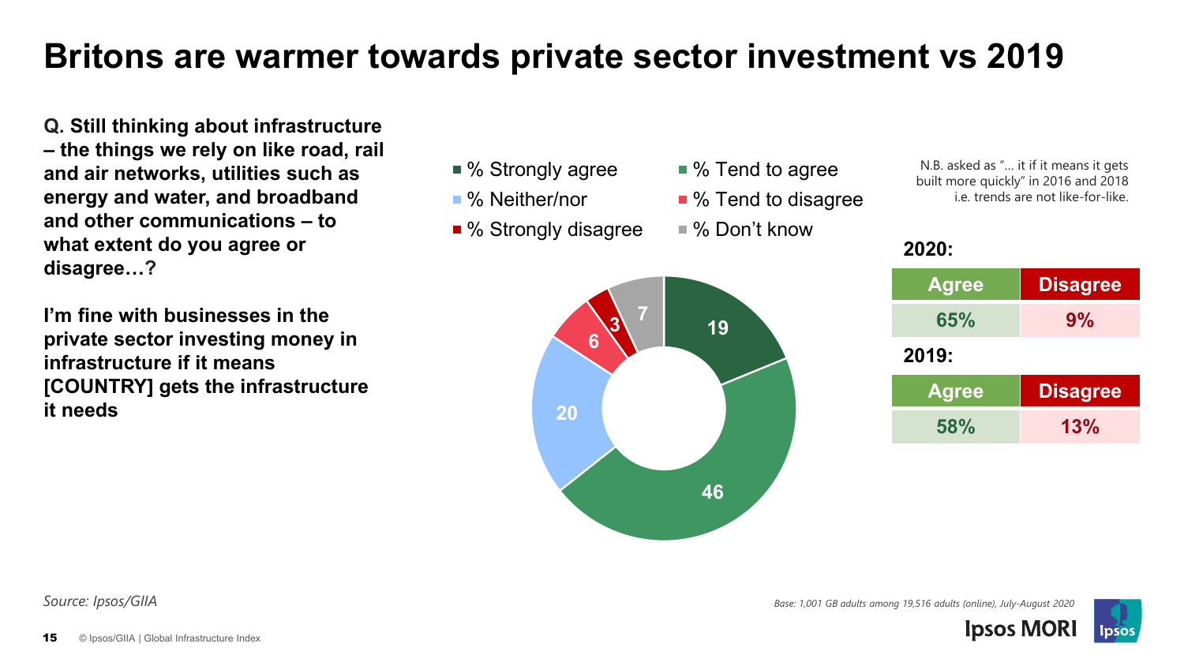# Britons are warmer towards private sector investment vs 2019

**Q. Still thinking about infrastructure – the things we rely on like road, rail and air networks, utilities such as energy and water, and broadband and other communications – to what extent do you agree or disagree…?**

**I'm fine with businesses in the private sector investing money in infrastructure if it means [COUNTRY] gets the infrastructure it needs**

| Response | % |
|---|---|
| % Strongly agree | 19 |
| % Tend to agree | 46 |
| % Neither/nor | 20 |
| % Tend to disagree | 6 |
| % Strongly disagree | 3 |
| % Don't know | 7 |

N.B. asked as "… it if it means it gets built more quickly" in 2016 and 2018 i.e. trends are not like-for-like.

**2020:**

| Agree | Disagree |
|---|---|
| 65% | 9% |

**2019:**

| Agree | Disagree |
|---|---|
| 58% | 13% |

*Source: Ipsos/GIIA*

*Base: 1,001 GB adults among 19,516 adults (online), July-August 2020*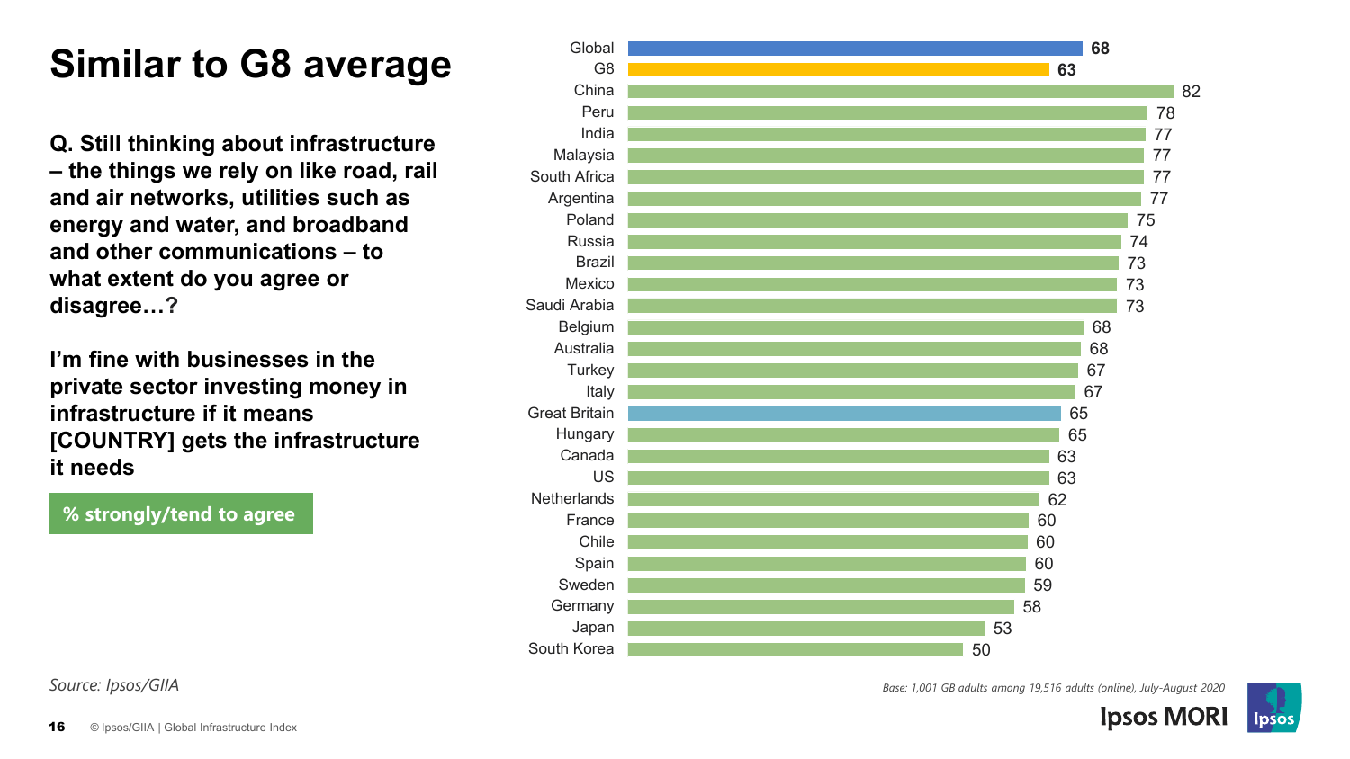# Similar to G8 average

**Q. Still thinking about infrastructure – the things we rely on like road, rail and air networks, utilities such as energy and water, and broadband and other communications – to what extent do you agree or disagree…?**

**I'm fine with businesses in the private sector investing money in infrastructure if it means [COUNTRY] gets the infrastructure it needs**

**% strongly/tend to agree**

| Country | % |
|---|---|
| Global | 68 |
| G8 | 63 |
| China | 82 |
| Peru | 78 |
| India | 77 |
| Malaysia | 77 |
| South Africa | 77 |
| Argentina | 77 |
| Poland | 75 |
| Russia | 74 |
| Brazil | 73 |
| Mexico | 73 |
| Saudi Arabia | 73 |
| Belgium | 68 |
| Australia | 68 |
| Turkey | 67 |
| Italy | 67 |
| Great Britain | 65 |
| Hungary | 65 |
| Canada | 63 |
| US | 63 |
| Netherlands | 62 |
| France | 60 |
| Chile | 60 |
| Spain | 60 |
| Sweden | 59 |
| Germany | 58 |
| Japan | 53 |
| South Korea | 50 |

*Source: Ipsos/GIIA*

*Base: 1,001 GB adults among 19,516 adults (online), July-August 2020*

© Ipsos/GIIA | Global Infrastructure Index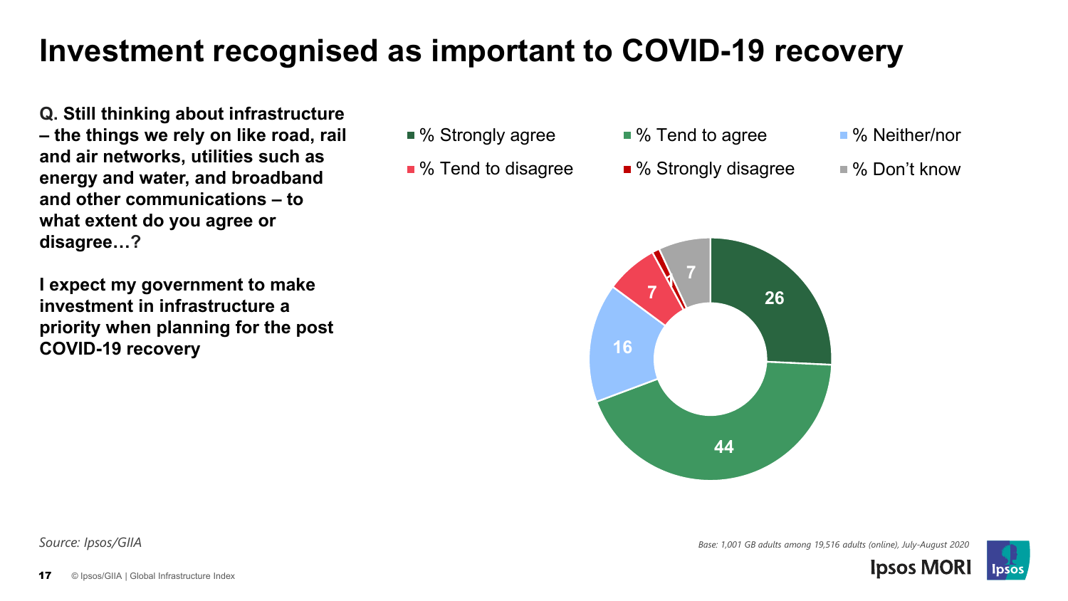# Investment recognised as important to COVID-19 recovery

**Q. Still thinking about infrastructure – the things we rely on like road, rail and air networks, utilities such as energy and water, and broadband and other communications – to what extent do you agree or disagree…?**

**I expect my government to make investment in infrastructure a priority when planning for the post COVID-19 recovery**

| Response | % |
|---|---|
| % Strongly agree | 26 |
| % Tend to agree | 44 |
| % Neither/nor | 16 |
| % Tend to disagree | 7 |
| % Strongly disagree | 1 |
| % Don't know | 7 |

*Source: Ipsos/GIIA*

*Base: 1,001 GB adults among 19,516 adults (online), July-August 2020*

© Ipsos/GIIA | Global Infrastructure Index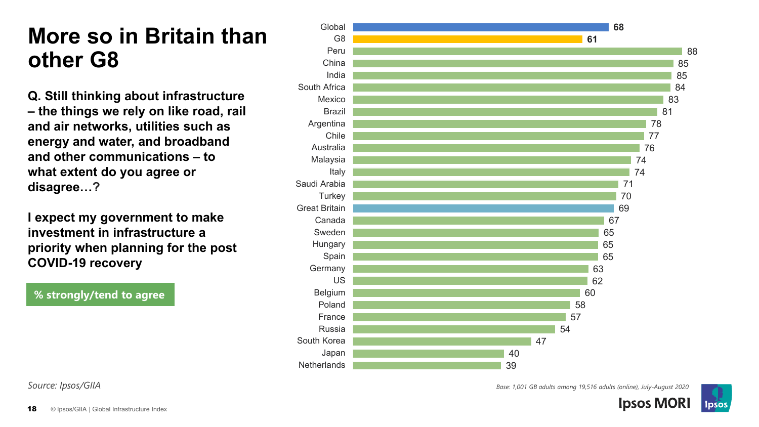# More so in Britain than other G8

**Q. Still thinking about infrastructure – the things we rely on like road, rail and air networks, utilities such as energy and water, and broadband and other communications – to what extent do you agree or disagree…?**

**I expect my government to make investment in infrastructure a priority when planning for the post COVID-19 recovery**

**% strongly/tend to agree**

| Country | % strongly/tend to agree |
|---|---|
| Global | 68 |
| G8 | 61 |
| Peru | 88 |
| China | 85 |
| India | 85 |
| South Africa | 84 |
| Mexico | 83 |
| Brazil | 81 |
| Argentina | 78 |
| Chile | 77 |
| Australia | 76 |
| Malaysia | 74 |
| Italy | 74 |
| Saudi Arabia | 71 |
| Turkey | 70 |
| Great Britain | 69 |
| Canada | 67 |
| Sweden | 65 |
| Hungary | 65 |
| Spain | 65 |
| Germany | 63 |
| US | 62 |
| Belgium | 60 |
| Poland | 58 |
| France | 57 |
| Russia | 54 |
| South Korea | 47 |
| Japan | 40 |
| Netherlands | 39 |

*Source: Ipsos/GIIA*

*Base: 1,001 GB adults among 19,516 adults (online), July-August 2020*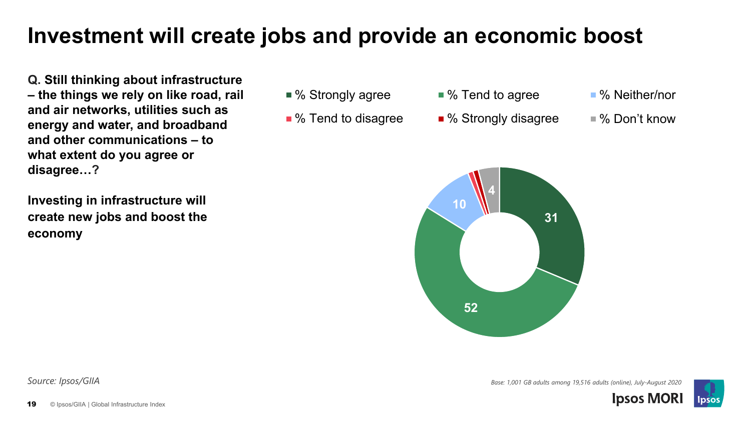# Investment will create jobs and provide an economic boost

**Q. Still thinking about infrastructure – the things we rely on like road, rail and air networks, utilities such as energy and water, and broadband and other communications – to what extent do you agree or disagree…?**

**Investing in infrastructure will create new jobs and boost the economy**

| Response | % |
|---|---|
| % Strongly agree | 31 |
| % Tend to agree | 52 |
| % Neither/nor | 10 |
| % Tend to disagree | |
| % Strongly disagree | |
| % Don't know | 4 |

*Source: Ipsos/GIIA*

*Base: 1,001 GB adults among 19,516 adults (online), July-August 2020*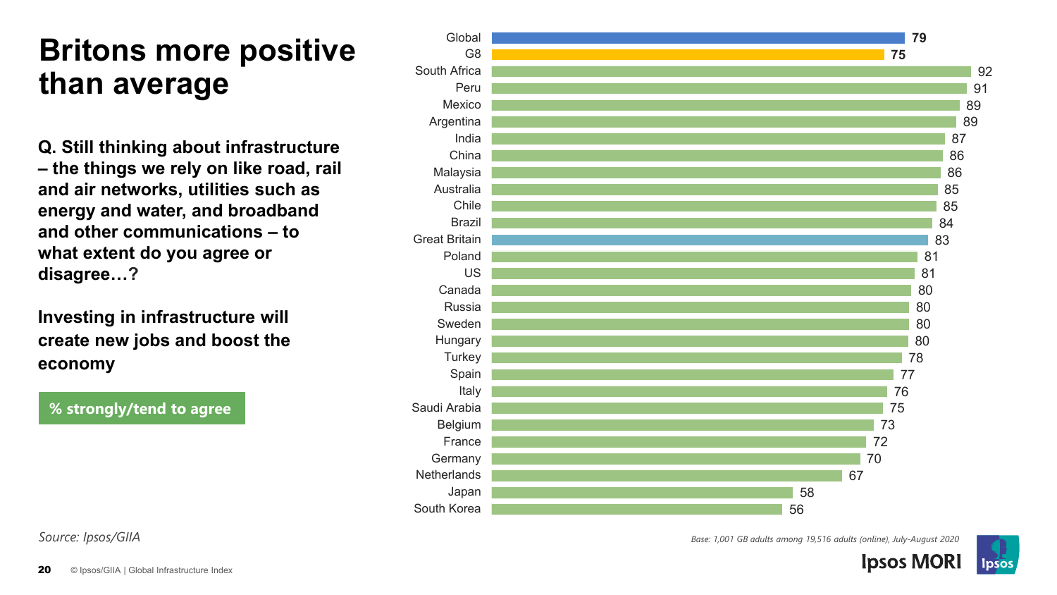# Britons more positive than average

**Q. Still thinking about infrastructure – the things we rely on like road, rail and air networks, utilities such as energy and water, and broadband and other communications – to what extent do you agree or disagree…?**

**Investing in infrastructure will create new jobs and boost the economy**

**% strongly/tend to agree**

| Country | % |
| --- | --- |
| Global | 79 |
| G8 | 75 |
| South Africa | 92 |
| Peru | 91 |
| Mexico | 89 |
| Argentina | 89 |
| India | 87 |
| China | 86 |
| Malaysia | 86 |
| Australia | 85 |
| Chile | 85 |
| Brazil | 84 |
| Great Britain | 83 |
| Poland | 81 |
| US | 81 |
| Canada | 80 |
| Russia | 80 |
| Sweden | 80 |
| Hungary | 80 |
| Turkey | 78 |
| Spain | 77 |
| Italy | 76 |
| Saudi Arabia | 75 |
| Belgium | 73 |
| France | 72 |
| Germany | 70 |
| Netherlands | 67 |
| Japan | 58 |
| South Korea | 56 |

*Source: Ipsos/GIIA*

*Base: 1,001 GB adults among 19,516 adults (online), July-August 2020*

© Ipsos/GIIA | Global Infrastructure Index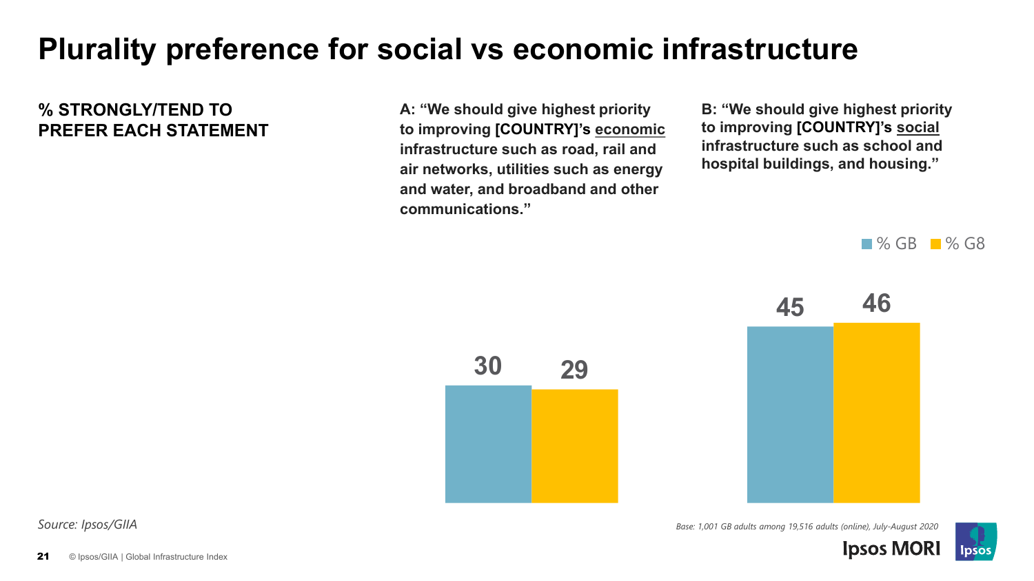# Plurality preference for social vs economic infrastructure

**% STRONGLY/TEND TO PREFER EACH STATEMENT**

**A: "We should give highest priority to improving [COUNTRY]'s economic infrastructure such as road, rail and air networks, utilities such as energy and water, and broadband and other communications."**

**B: "We should give highest priority to improving [COUNTRY]'s social infrastructure such as school and hospital buildings, and housing."**

| | % GB | % G8 |
|---|---|---|
| A | 30 | 29 |
| B | 45 | 46 |

*Source: Ipsos/GIIA*

*Base: 1,001 GB adults among 19,516 adults (online), July-August 2020*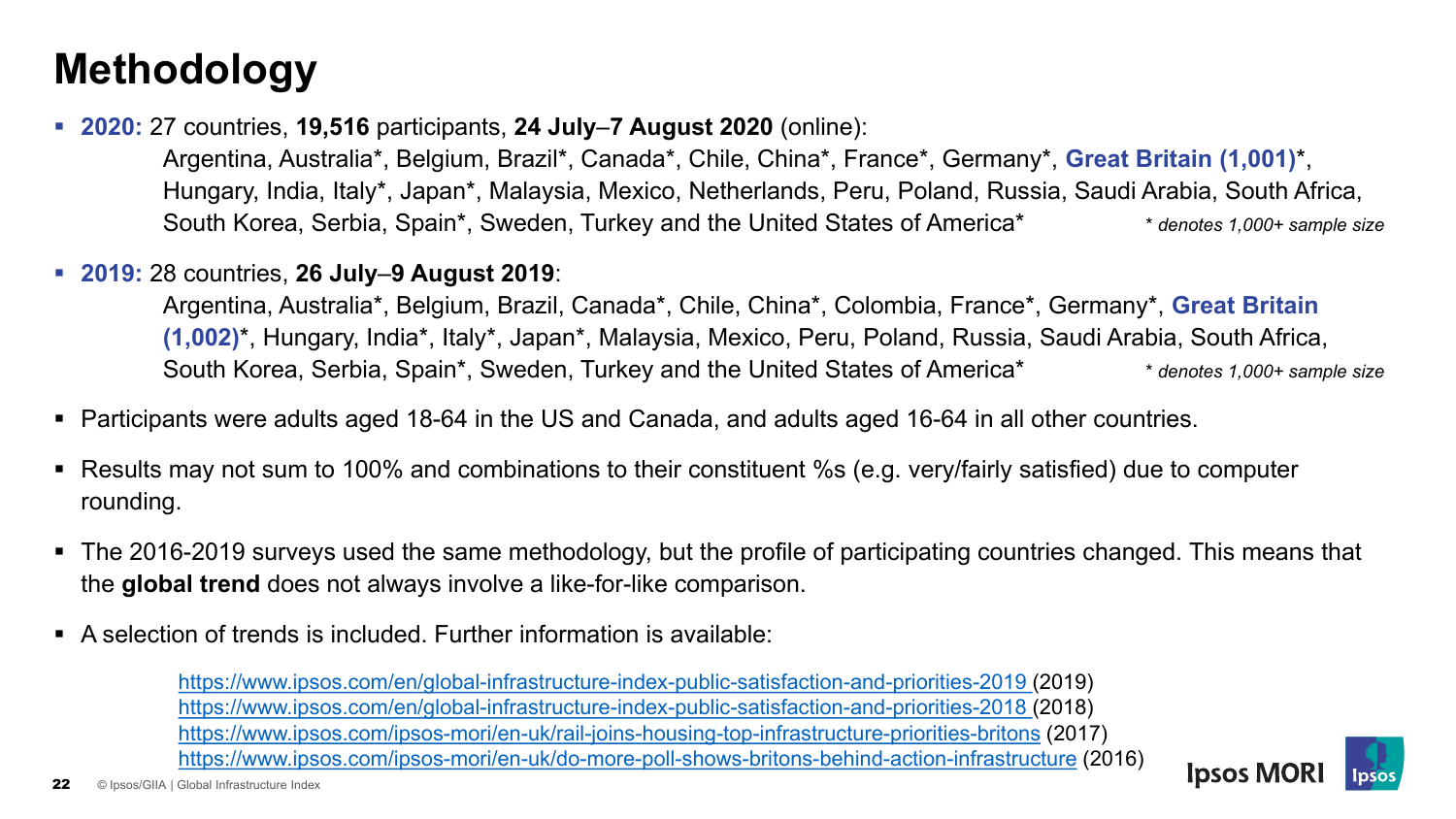# Methodology

- **2020:** 27 countries, **19,516** participants, **24 July–7 August 2020** (online):
  Argentina, Australia*, Belgium, Brazil*, Canada*, Chile, China*, France*, Germany*, **Great Britain (1,001)***, Hungary, India, Italy*, Japan*, Malaysia, Mexico, Netherlands, Peru, Poland, Russia, Saudi Arabia, South Africa, South Korea, Serbia, Spain*, Sweden, Turkey and the United States of America*
  *\* denotes 1,000+ sample size*

- **2019:** 28 countries, **26 July–9 August 2019**:
  Argentina, Australia*, Belgium, Brazil, Canada*, Chile, China*, Colombia, France*, Germany*, **Great Britain (1,002)***, Hungary, India*, Italy*, Japan*, Malaysia, Mexico, Peru, Poland, Russia, Saudi Arabia, South Africa, South Korea, Serbia, Spain*, Sweden, Turkey and the United States of America*
  *\* denotes 1,000+ sample size*

- Participants were adults aged 18-64 in the US and Canada, and adults aged 16-64 in all other countries.

- Results may not sum to 100% and combinations to their constituent %s (e.g. very/fairly satisfied) due to computer rounding.

- The 2016-2019 surveys used the same methodology, but the profile of participating countries changed. This means that the **global trend** does not always involve a like-for-like comparison.

- A selection of trends is included. Further information is available:

  https://www.ipsos.com/en/global-infrastructure-index-public-satisfaction-and-priorities-2019 (2019)
  https://www.ipsos.com/en/global-infrastructure-index-public-satisfaction-and-priorities-2018 (2018)
  https://www.ipsos.com/ipsos-mori/en-uk/rail-joins-housing-top-infrastructure-priorities-britons (2017)
  https://www.ipsos.com/ipsos-mori/en-uk/do-more-poll-shows-britons-behind-action-infrastructure (2016)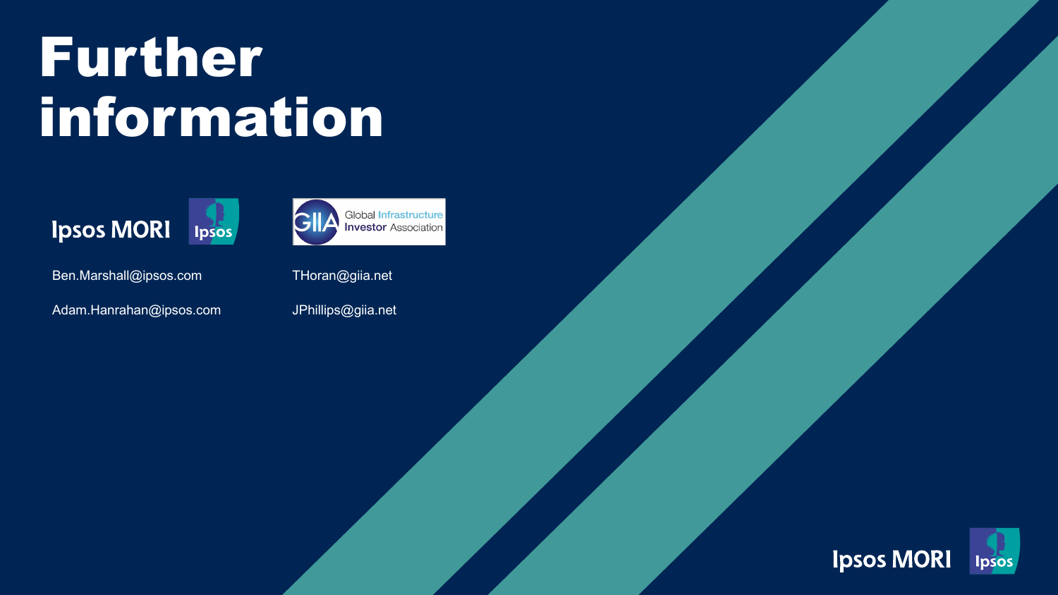# Further information

Ipsos MORI

Ben.Marshall@ipsos.com

Adam.Hanrahan@ipsos.com

Global Infrastructure Investor Association

THoran@giia.net

JPhillips@giia.net